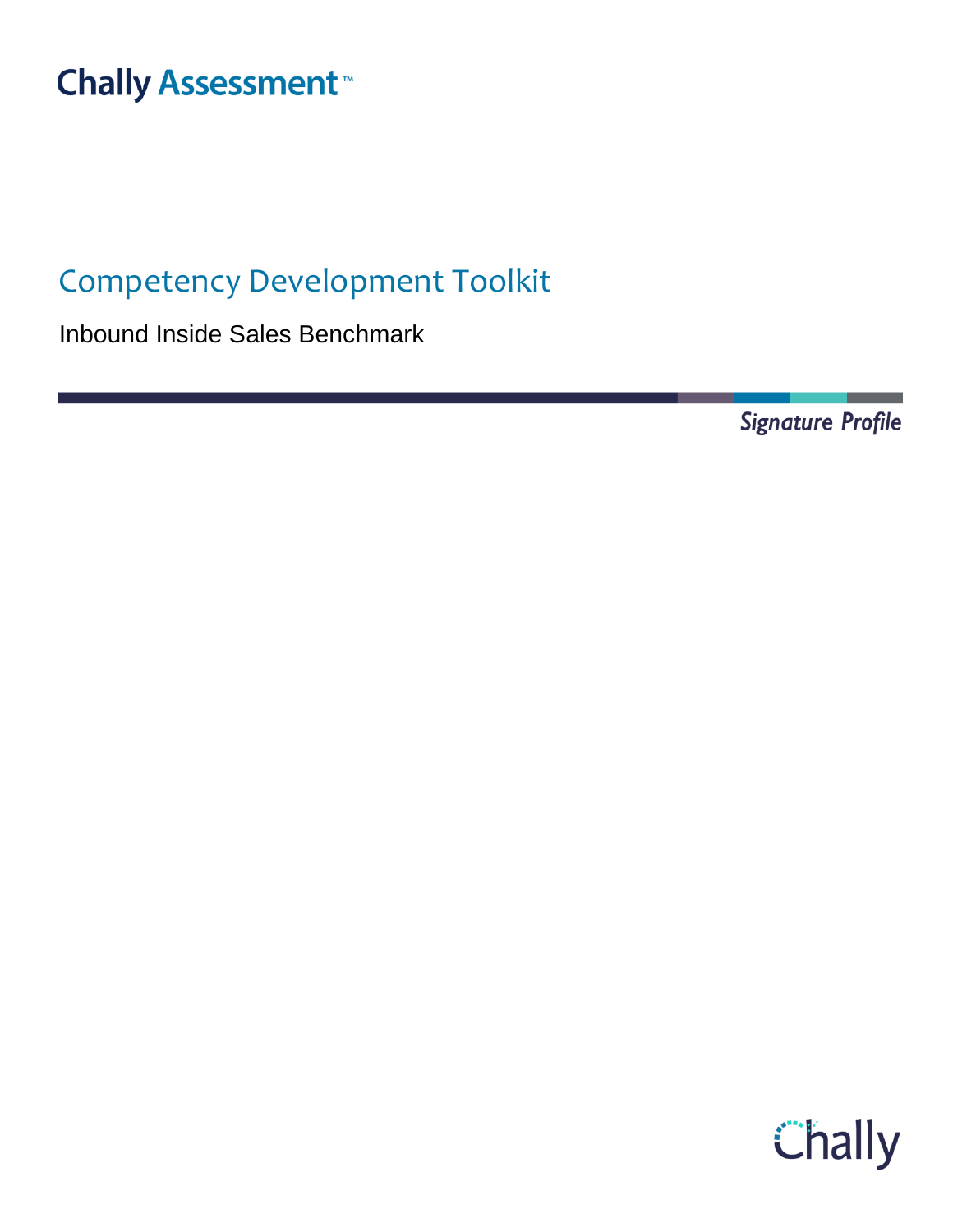Chally Assessment™

# Competency Development Toolkit

Inbound Inside Sales Benchmark

*Signature Profile*

Chally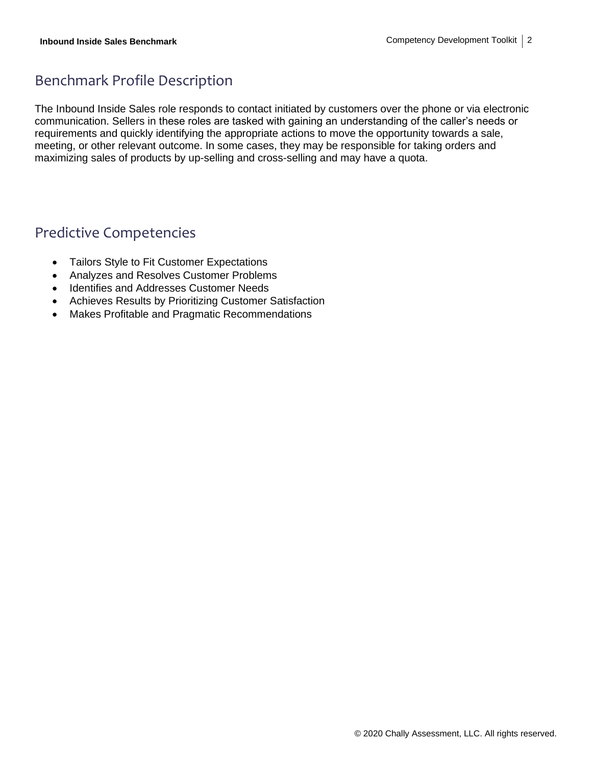## Benchmark Profile Description

The Inbound Inside Sales role responds to contact initiated by customers over the phone or via electronic communication. Sellers in these roles are tasked with gaining an understanding of the caller's needs or requirements and quickly identifying the appropriate actions to move the opportunity towards a sale, meeting, or other relevant outcome. In some cases, they may be responsible for taking orders and maximizing sales of products by up-selling and cross-selling and may have a quota.

## Predictive Competencies

- Tailors Style to Fit Customer Expectations
- Analyzes and Resolves Customer Problems
- Identifies and Addresses Customer Needs
- Achieves Results by Prioritizing Customer Satisfaction
- Makes Profitable and Pragmatic Recommendations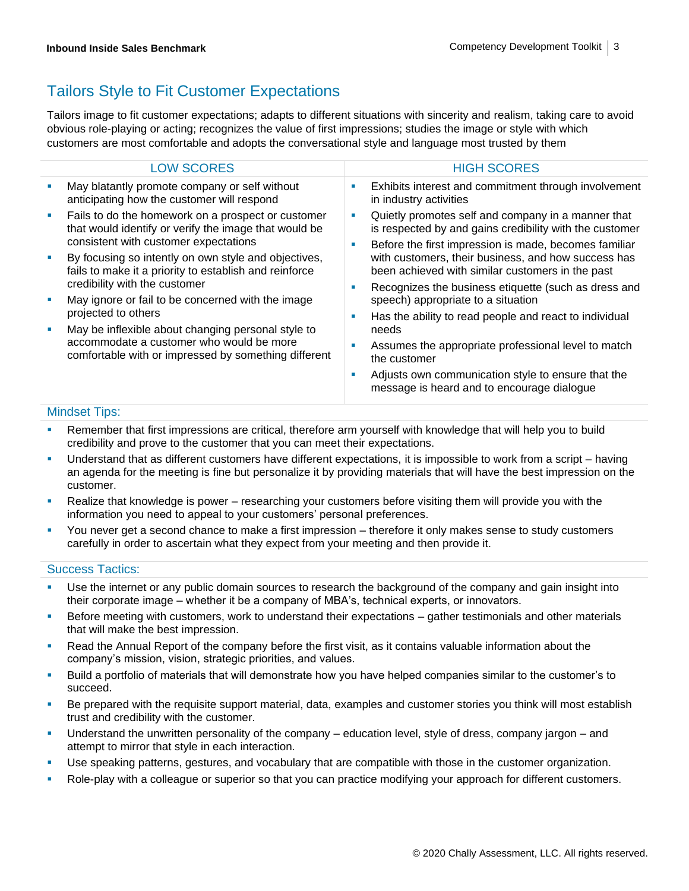## Tailors Style to Fit Customer Expectations

Tailors image to fit customer expectations; adapts to different situations with sincerity and realism, taking care to avoid obvious role-playing or acting; recognizes the value of first impressions; studies the image or style with which customers are most comfortable and adopts the conversational style and language most trusted by them

| LOW SCORES | HIGH SCORES |
|---|---|
| ▪ May blatantly promote company or self without anticipating how the customer will respond<br>▪ Fails to do the homework on a prospect or customer that would identify or verify the image that would be consistent with customer expectations<br>▪ By focusing so intently on own style and objectives, fails to make it a priority to establish and reinforce credibility with the customer<br>▪ May ignore or fail to be concerned with the image projected to others<br>▪ May be inflexible about changing personal style to accommodate a customer who would be more comfortable with or impressed by something different | ▪ Exhibits interest and commitment through involvement in industry activities<br>▪ Quietly promotes self and company in a manner that is respected by and gains credibility with the customer<br>▪ Before the first impression is made, becomes familiar with customers, their business, and how success has been achieved with similar customers in the past<br>▪ Recognizes the business etiquette (such as dress and speech) appropriate to a situation<br>▪ Has the ability to read people and react to individual needs<br>▪ Assumes the appropriate professional level to match the customer<br>▪ Adjusts own communication style to ensure that the message is heard and to encourage dialogue |

### Mindset Tips:

- Remember that first impressions are critical, therefore arm yourself with knowledge that will help you to build credibility and prove to the customer that you can meet their expectations.
- Understand that as different customers have different expectations, it is impossible to work from a script – having an agenda for the meeting is fine but personalize it by providing materials that will have the best impression on the customer.
- Realize that knowledge is power – researching your customers before visiting them will provide you with the information you need to appeal to your customers' personal preferences.
- You never get a second chance to make a first impression – therefore it only makes sense to study customers carefully in order to ascertain what they expect from your meeting and then provide it.

### Success Tactics:

- Use the internet or any public domain sources to research the background of the company and gain insight into their corporate image – whether it be a company of MBA's, technical experts, or innovators.
- Before meeting with customers, work to understand their expectations – gather testimonials and other materials that will make the best impression.
- Read the Annual Report of the company before the first visit, as it contains valuable information about the company's mission, vision, strategic priorities, and values.
- Build a portfolio of materials that will demonstrate how you have helped companies similar to the customer's to succeed.
- Be prepared with the requisite support material, data, examples and customer stories you think will most establish trust and credibility with the customer.
- Understand the unwritten personality of the company – education level, style of dress, company jargon – and attempt to mirror that style in each interaction.
- Use speaking patterns, gestures, and vocabulary that are compatible with those in the customer organization.
- Role-play with a colleague or superior so that you can practice modifying your approach for different customers.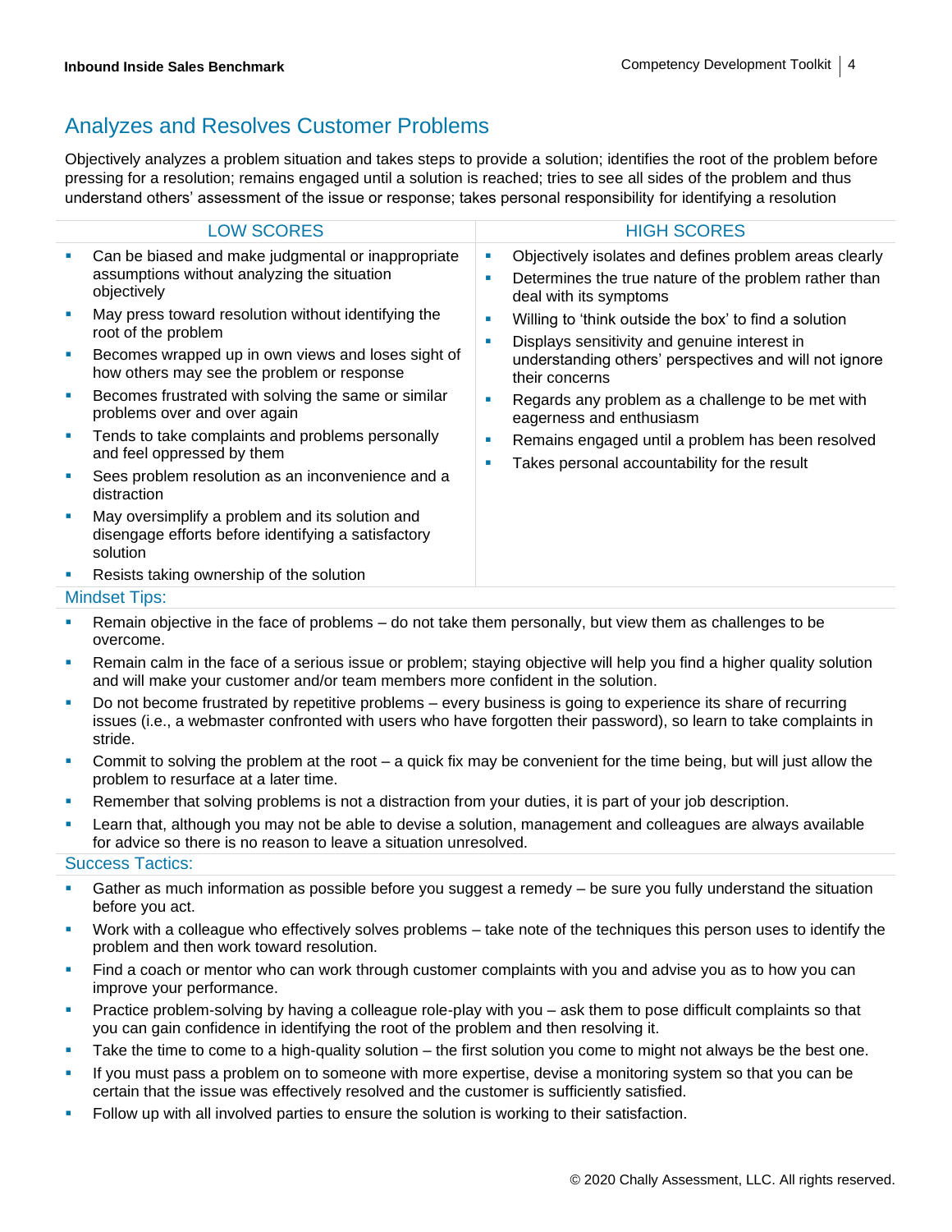## Analyzes and Resolves Customer Problems

Objectively analyzes a problem situation and takes steps to provide a solution; identifies the root of the problem before pressing for a resolution; remains engaged until a solution is reached; tries to see all sides of the problem and thus understand others' assessment of the issue or response; takes personal responsibility for identifying a resolution

| LOW SCORES | HIGH SCORES |
| --- | --- |
| ▪ Can be biased and make judgmental or inappropriate assumptions without analyzing the situation objectively<br>▪ May press toward resolution without identifying the root of the problem<br>▪ Becomes wrapped up in own views and loses sight of how others may see the problem or response<br>▪ Becomes frustrated with solving the same or similar problems over and over again<br>▪ Tends to take complaints and problems personally and feel oppressed by them<br>▪ Sees problem resolution as an inconvenience and a distraction<br>▪ May oversimplify a problem and its solution and disengage efforts before identifying a satisfactory solution<br>▪ Resists taking ownership of the solution | ▪ Objectively isolates and defines problem areas clearly<br>▪ Determines the true nature of the problem rather than deal with its symptoms<br>▪ Willing to 'think outside the box' to find a solution<br>▪ Displays sensitivity and genuine interest in understanding others' perspectives and will not ignore their concerns<br>▪ Regards any problem as a challenge to be met with eagerness and enthusiasm<br>▪ Remains engaged until a problem has been resolved<br>▪ Takes personal accountability for the result |

### Mindset Tips:

- Remain objective in the face of problems – do not take them personally, but view them as challenges to be overcome.
- Remain calm in the face of a serious issue or problem; staying objective will help you find a higher quality solution and will make your customer and/or team members more confident in the solution.
- Do not become frustrated by repetitive problems – every business is going to experience its share of recurring issues (i.e., a webmaster confronted with users who have forgotten their password), so learn to take complaints in stride.
- Commit to solving the problem at the root – a quick fix may be convenient for the time being, but will just allow the problem to resurface at a later time.
- Remember that solving problems is not a distraction from your duties, it is part of your job description.
- Learn that, although you may not be able to devise a solution, management and colleagues are always available for advice so there is no reason to leave a situation unresolved.

### Success Tactics:

- Gather as much information as possible before you suggest a remedy – be sure you fully understand the situation before you act.
- Work with a colleague who effectively solves problems – take note of the techniques this person uses to identify the problem and then work toward resolution.
- Find a coach or mentor who can work through customer complaints with you and advise you as to how you can improve your performance.
- Practice problem-solving by having a colleague role-play with you – ask them to pose difficult complaints so that you can gain confidence in identifying the root of the problem and then resolving it.
- Take the time to come to a high-quality solution – the first solution you come to might not always be the best one.
- If you must pass a problem on to someone with more expertise, devise a monitoring system so that you can be certain that the issue was effectively resolved and the customer is sufficiently satisfied.
- Follow up with all involved parties to ensure the solution is working to their satisfaction.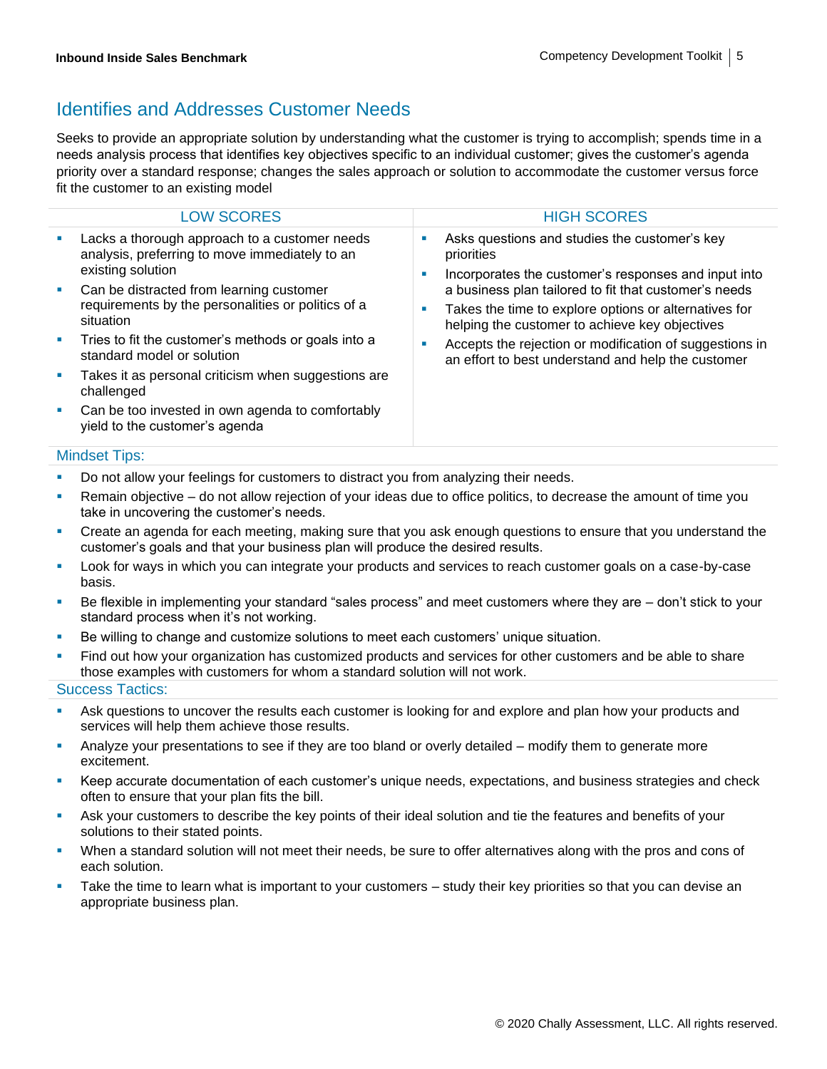## Identifies and Addresses Customer Needs

Seeks to provide an appropriate solution by understanding what the customer is trying to accomplish; spends time in a needs analysis process that identifies key objectives specific to an individual customer; gives the customer's agenda priority over a standard response; changes the sales approach or solution to accommodate the customer versus force fit the customer to an existing model

| LOW SCORES | HIGH SCORES |
|---|---|
| ▪ Lacks a thorough approach to a customer needs analysis, preferring to move immediately to an existing solution<br>▪ Can be distracted from learning customer requirements by the personalities or politics of a situation<br>▪ Tries to fit the customer's methods or goals into a standard model or solution<br>▪ Takes it as personal criticism when suggestions are challenged<br>▪ Can be too invested in own agenda to comfortably yield to the customer's agenda | ▪ Asks questions and studies the customer's key priorities<br>▪ Incorporates the customer's responses and input into a business plan tailored to fit that customer's needs<br>▪ Takes the time to explore options or alternatives for helping the customer to achieve key objectives<br>▪ Accepts the rejection or modification of suggestions in an effort to best understand and help the customer |

### Mindset Tips:

- Do not allow your feelings for customers to distract you from analyzing their needs.
- Remain objective – do not allow rejection of your ideas due to office politics, to decrease the amount of time you take in uncovering the customer's needs.
- Create an agenda for each meeting, making sure that you ask enough questions to ensure that you understand the customer's goals and that your business plan will produce the desired results.
- Look for ways in which you can integrate your products and services to reach customer goals on a case-by-case basis.
- Be flexible in implementing your standard "sales process" and meet customers where they are – don't stick to your standard process when it's not working.
- Be willing to change and customize solutions to meet each customers' unique situation.
- Find out how your organization has customized products and services for other customers and be able to share those examples with customers for whom a standard solution will not work.

### Success Tactics:

- Ask questions to uncover the results each customer is looking for and explore and plan how your products and services will help them achieve those results.
- Analyze your presentations to see if they are too bland or overly detailed – modify them to generate more excitement.
- Keep accurate documentation of each customer's unique needs, expectations, and business strategies and check often to ensure that your plan fits the bill.
- Ask your customers to describe the key points of their ideal solution and tie the features and benefits of your solutions to their stated points.
- When a standard solution will not meet their needs, be sure to offer alternatives along with the pros and cons of each solution.
- Take the time to learn what is important to your customers – study their key priorities so that you can devise an appropriate business plan.

© 2020 Chally Assessment, LLC. All rights reserved.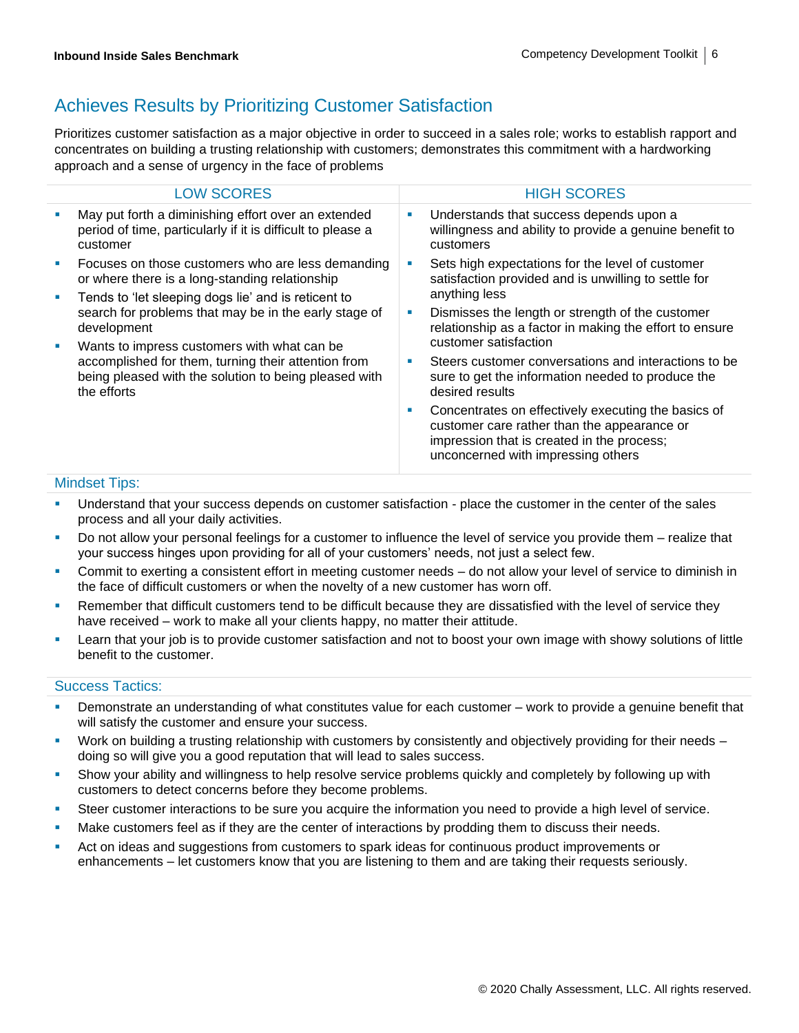## Achieves Results by Prioritizing Customer Satisfaction

Prioritizes customer satisfaction as a major objective in order to succeed in a sales role; works to establish rapport and concentrates on building a trusting relationship with customers; demonstrates this commitment with a hardworking approach and a sense of urgency in the face of problems

| LOW SCORES | HIGH SCORES |
|---|---|
| ▪ May put forth a diminishing effort over an extended period of time, particularly if it is difficult to please a customer<br>▪ Focuses on those customers who are less demanding or where there is a long-standing relationship<br>▪ Tends to 'let sleeping dogs lie' and is reticent to search for problems that may be in the early stage of development<br>▪ Wants to impress customers with what can be accomplished for them, turning their attention from being pleased with the solution to being pleased with the efforts | ▪ Understands that success depends upon a willingness and ability to provide a genuine benefit to customers<br>▪ Sets high expectations for the level of customer satisfaction provided and is unwilling to settle for anything less<br>▪ Dismisses the length or strength of the customer relationship as a factor in making the effort to ensure customer satisfaction<br>▪ Steers customer conversations and interactions to be sure to get the information needed to produce the desired results<br>▪ Concentrates on effectively executing the basics of customer care rather than the appearance or impression that is created in the process; unconcerned with impressing others |

### Mindset Tips:

- Understand that your success depends on customer satisfaction - place the customer in the center of the sales process and all your daily activities.
- Do not allow your personal feelings for a customer to influence the level of service you provide them – realize that your success hinges upon providing for all of your customers' needs, not just a select few.
- Commit to exerting a consistent effort in meeting customer needs – do not allow your level of service to diminish in the face of difficult customers or when the novelty of a new customer has worn off.
- Remember that difficult customers tend to be difficult because they are dissatisfied with the level of service they have received – work to make all your clients happy, no matter their attitude.
- Learn that your job is to provide customer satisfaction and not to boost your own image with showy solutions of little benefit to the customer.

### Success Tactics:

- Demonstrate an understanding of what constitutes value for each customer – work to provide a genuine benefit that will satisfy the customer and ensure your success.
- Work on building a trusting relationship with customers by consistently and objectively providing for their needs – doing so will give you a good reputation that will lead to sales success.
- Show your ability and willingness to help resolve service problems quickly and completely by following up with customers to detect concerns before they become problems.
- Steer customer interactions to be sure you acquire the information you need to provide a high level of service.
- Make customers feel as if they are the center of interactions by prodding them to discuss their needs.
- Act on ideas and suggestions from customers to spark ideas for continuous product improvements or enhancements – let customers know that you are listening to them and are taking their requests seriously.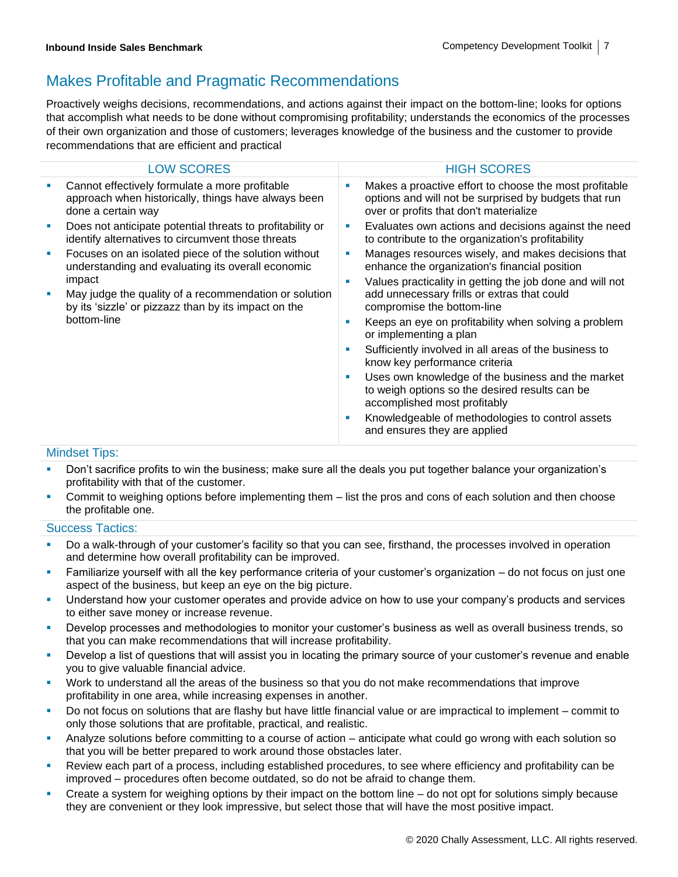## Makes Profitable and Pragmatic Recommendations

Proactively weighs decisions, recommendations, and actions against their impact on the bottom-line; looks for options that accomplish what needs to be done without compromising profitability; understands the economics of the processes of their own organization and those of customers; leverages knowledge of the business and the customer to provide recommendations that are efficient and practical

| LOW SCORES | HIGH SCORES |
|---|---|
| ▪ Cannot effectively formulate a more profitable approach when historically, things have always been done a certain way<br>▪ Does not anticipate potential threats to profitability or identify alternatives to circumvent those threats<br>▪ Focuses on an isolated piece of the solution without understanding and evaluating its overall economic impact<br>▪ May judge the quality of a recommendation or solution by its 'sizzle' or pizzazz than by its impact on the bottom-line | ▪ Makes a proactive effort to choose the most profitable options and will not be surprised by budgets that run over or profits that don't materialize<br>▪ Evaluates own actions and decisions against the need to contribute to the organization's profitability<br>▪ Manages resources wisely, and makes decisions that enhance the organization's financial position<br>▪ Values practicality in getting the job done and will not add unnecessary frills or extras that could compromise the bottom-line<br>▪ Keeps an eye on profitability when solving a problem or implementing a plan<br>▪ Sufficiently involved in all areas of the business to know key performance criteria<br>▪ Uses own knowledge of the business and the market to weigh options so the desired results can be accomplished most profitably<br>▪ Knowledgeable of methodologies to control assets and ensures they are applied |

### Mindset Tips:

- Don't sacrifice profits to win the business; make sure all the deals you put together balance your organization's profitability with that of the customer.
- Commit to weighing options before implementing them – list the pros and cons of each solution and then choose the profitable one.

### Success Tactics:

- Do a walk-through of your customer's facility so that you can see, firsthand, the processes involved in operation and determine how overall profitability can be improved.
- Familiarize yourself with all the key performance criteria of your customer's organization – do not focus on just one aspect of the business, but keep an eye on the big picture.
- Understand how your customer operates and provide advice on how to use your company's products and services to either save money or increase revenue.
- Develop processes and methodologies to monitor your customer's business as well as overall business trends, so that you can make recommendations that will increase profitability.
- Develop a list of questions that will assist you in locating the primary source of your customer's revenue and enable you to give valuable financial advice.
- Work to understand all the areas of the business so that you do not make recommendations that improve profitability in one area, while increasing expenses in another.
- Do not focus on solutions that are flashy but have little financial value or are impractical to implement – commit to only those solutions that are profitable, practical, and realistic.
- Analyze solutions before committing to a course of action – anticipate what could go wrong with each solution so that you will be better prepared to work around those obstacles later.
- Review each part of a process, including established procedures, to see where efficiency and profitability can be improved – procedures often become outdated, so do not be afraid to change them.
- Create a system for weighing options by their impact on the bottom line – do not opt for solutions simply because they are convenient or they look impressive, but select those that will have the most positive impact.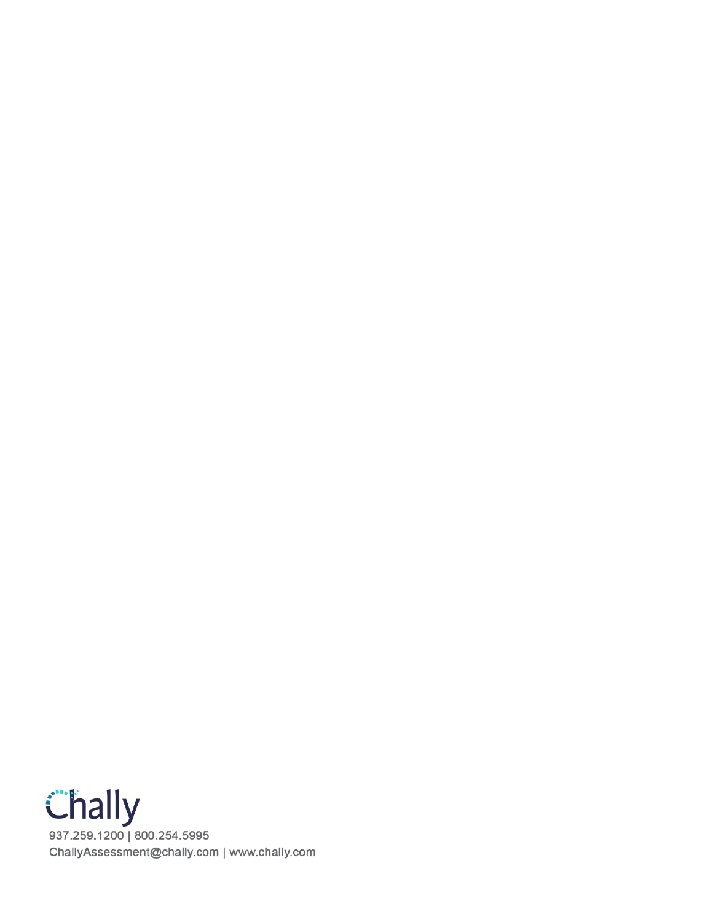Chally

937.259.1200 | 800.254.5995

ChallyAssessment@chally.com | www.chally.com